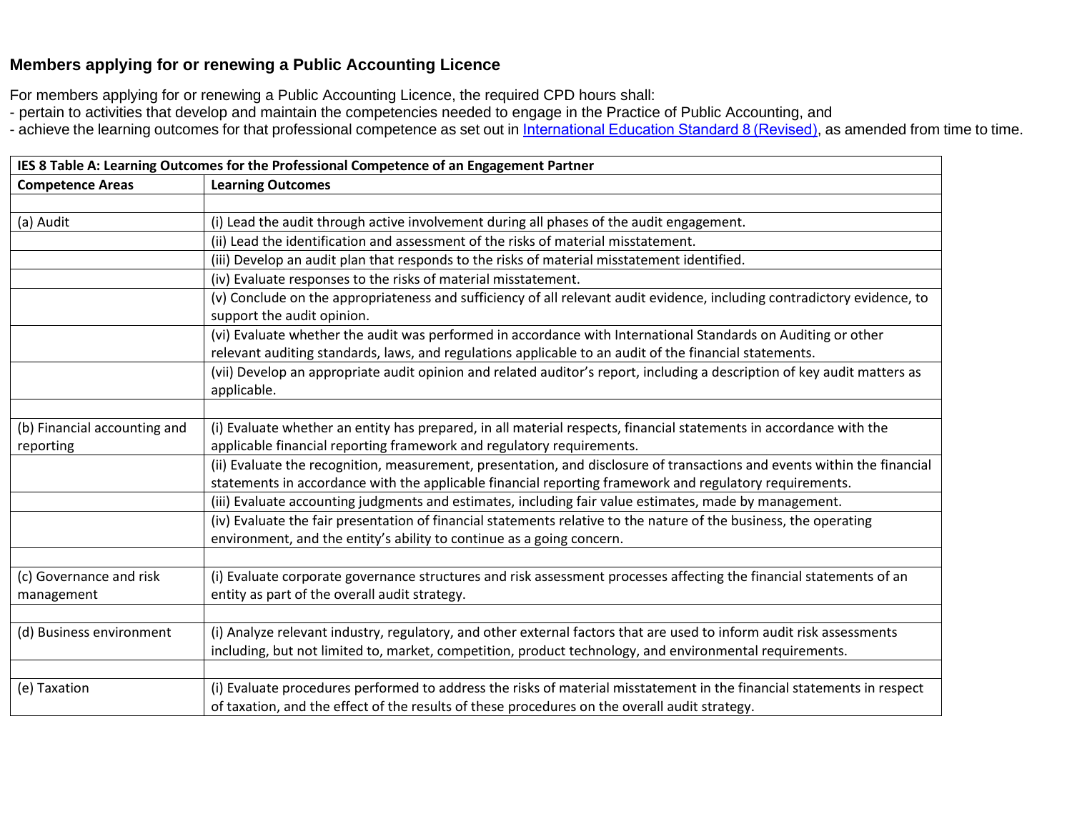## Members applying for or renewing a Public Accounting Licence

For members applying for or renewing a Public Accounting Licence, the required CPD hours shall:

- pertain to activities that develop and maintain the competencies needed to engage in the Practice of Public Accounting, and
- achieve the learning outcomes for that professional competence as set out in International Education Standard 8 (Revised), as amended from time to time.

| IES 8 Table A: Learning Outcomes for the Professional Competence of an Engagement Partner | |
|---|---|
| **Competence Areas** | **Learning Outcomes** |
| | |
| (a) Audit | (i) Lead the audit through active involvement during all phases of the audit engagement. |
| | (ii) Lead the identification and assessment of the risks of material misstatement. |
| | (iii) Develop an audit plan that responds to the risks of material misstatement identified. |
| | (iv) Evaluate responses to the risks of material misstatement. |
| | (v) Conclude on the appropriateness and sufficiency of all relevant audit evidence, including contradictory evidence, to support the audit opinion. |
| | (vi) Evaluate whether the audit was performed in accordance with International Standards on Auditing or other relevant auditing standards, laws, and regulations applicable to an audit of the financial statements. |
| | (vii) Develop an appropriate audit opinion and related auditor's report, including a description of key audit matters as applicable. |
| | |
| (b) Financial accounting and reporting | (i) Evaluate whether an entity has prepared, in all material respects, financial statements in accordance with the applicable financial reporting framework and regulatory requirements. |
| | (ii) Evaluate the recognition, measurement, presentation, and disclosure of transactions and events within the financial statements in accordance with the applicable financial reporting framework and regulatory requirements. |
| | (iii) Evaluate accounting judgments and estimates, including fair value estimates, made by management. |
| | (iv) Evaluate the fair presentation of financial statements relative to the nature of the business, the operating environment, and the entity's ability to continue as a going concern. |
| | |
| (c) Governance and risk management | (i) Evaluate corporate governance structures and risk assessment processes affecting the financial statements of an entity as part of the overall audit strategy. |
| | |
| (d) Business environment | (i) Analyze relevant industry, regulatory, and other external factors that are used to inform audit risk assessments including, but not limited to, market, competition, product technology, and environmental requirements. |
| | |
| (e) Taxation | (i) Evaluate procedures performed to address the risks of material misstatement in the financial statements in respect of taxation, and the effect of the results of these procedures on the overall audit strategy. |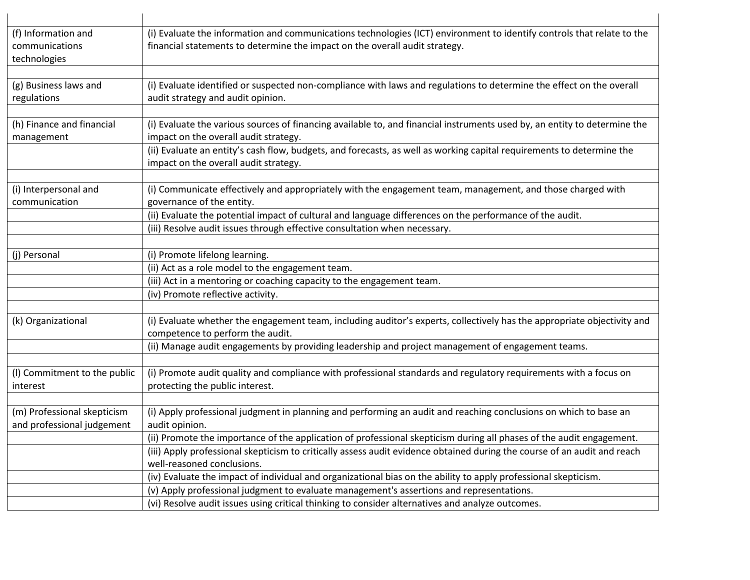| | |
|---|---|
| (f) Information and communications technologies | (i) Evaluate the information and communications technologies (ICT) environment to identify controls that relate to the financial statements to determine the impact on the overall audit strategy. |
| | |
| (g) Business laws and regulations | (i) Evaluate identified or suspected non-compliance with laws and regulations to determine the effect on the overall audit strategy and audit opinion. |
| | |
| (h) Finance and financial management | (i) Evaluate the various sources of financing available to, and financial instruments used by, an entity to determine the impact on the overall audit strategy. |
| | (ii) Evaluate an entity's cash flow, budgets, and forecasts, as well as working capital requirements to determine the impact on the overall audit strategy. |
| | |
| (i) Interpersonal and communication | (i) Communicate effectively and appropriately with the engagement team, management, and those charged with governance of the entity. |
| | (ii) Evaluate the potential impact of cultural and language differences on the performance of the audit. |
| | (iii) Resolve audit issues through effective consultation when necessary. |
| | |
| (j) Personal | (i) Promote lifelong learning. |
| | (ii) Act as a role model to the engagement team. |
| | (iii) Act in a mentoring or coaching capacity to the engagement team. |
| | (iv) Promote reflective activity. |
| | |
| (k) Organizational | (i) Evaluate whether the engagement team, including auditor's experts, collectively has the appropriate objectivity and competence to perform the audit. |
| | (ii) Manage audit engagements by providing leadership and project management of engagement teams. |
| | |
| (l) Commitment to the public interest | (i) Promote audit quality and compliance with professional standards and regulatory requirements with a focus on protecting the public interest. |
| | |
| (m) Professional skepticism and professional judgement | (i) Apply professional judgment in planning and performing an audit and reaching conclusions on which to base an audit opinion. |
| | (ii) Promote the importance of the application of professional skepticism during all phases of the audit engagement. |
| | (iii) Apply professional skepticism to critically assess audit evidence obtained during the course of an audit and reach well-reasoned conclusions. |
| | (iv) Evaluate the impact of individual and organizational bias on the ability to apply professional skepticism. |
| | (v) Apply professional judgment to evaluate management's assertions and representations. |
| | (vi) Resolve audit issues using critical thinking to consider alternatives and analyze outcomes. |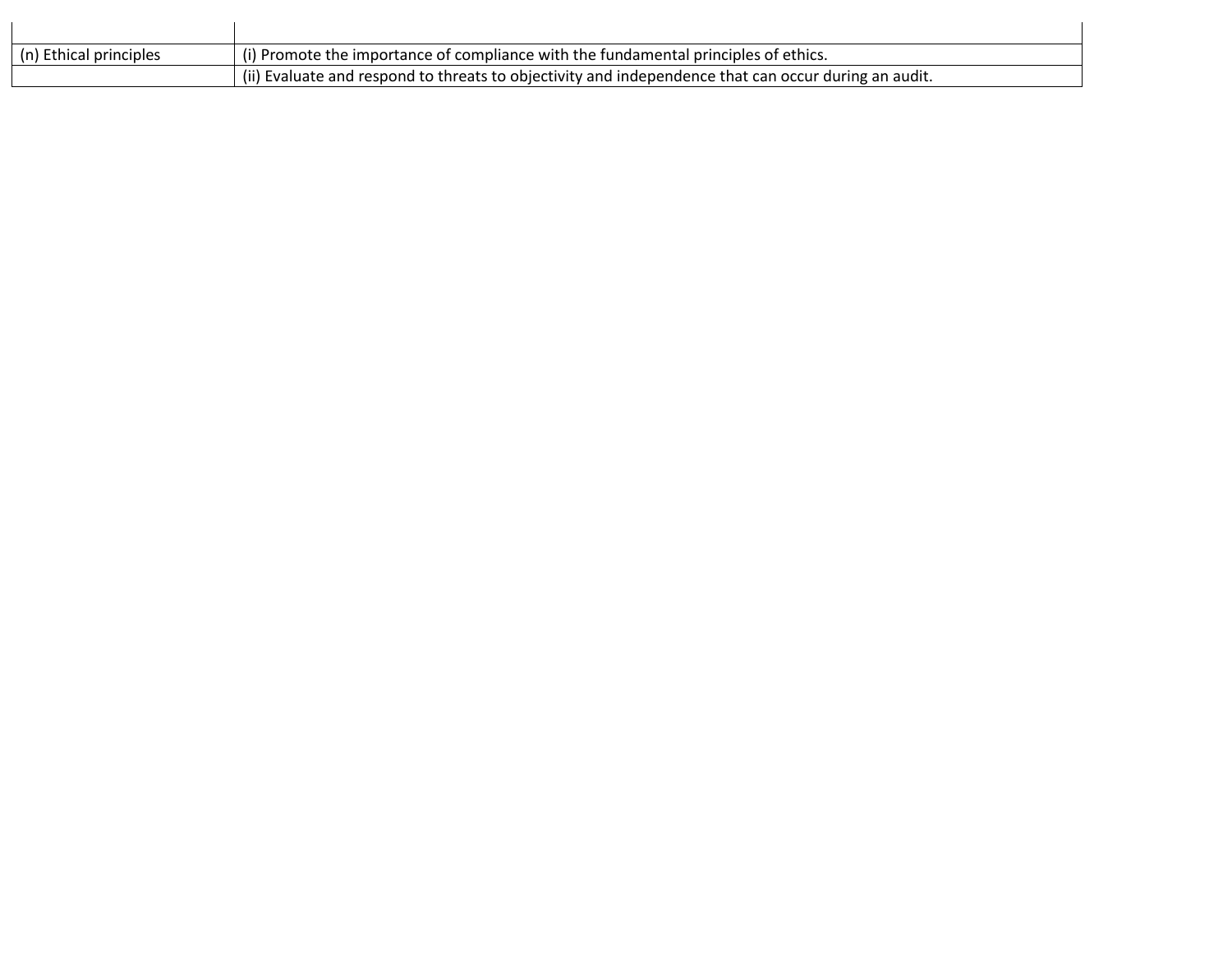| | |
|---|---|
| | |
| (n) Ethical principles | (i) Promote the importance of compliance with the fundamental principles of ethics. |
| | (ii) Evaluate and respond to threats to objectivity and independence that can occur during an audit. |